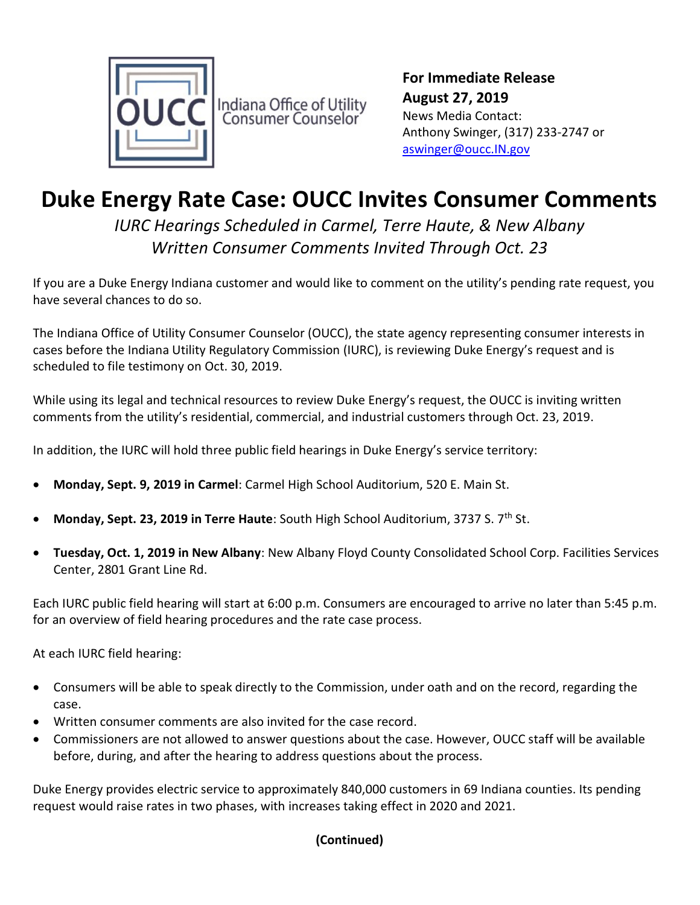OUCC Indiana Office of Utility Consumer Counselor

**For Immediate Release**
**August 27, 2019**
News Media Contact:
Anthony Swinger, (317) 233-2747 or
aswinger@oucc.IN.gov

# Duke Energy Rate Case: OUCC Invites Consumer Comments

*IURC Hearings Scheduled in Carmel, Terre Haute, & New Albany*
*Written Consumer Comments Invited Through Oct. 23*

If you are a Duke Energy Indiana customer and would like to comment on the utility's pending rate request, you have several chances to do so.

The Indiana Office of Utility Consumer Counselor (OUCC), the state agency representing consumer interests in cases before the Indiana Utility Regulatory Commission (IURC), is reviewing Duke Energy's request and is scheduled to file testimony on Oct. 30, 2019.

While using its legal and technical resources to review Duke Energy's request, the OUCC is inviting written comments from the utility's residential, commercial, and industrial customers through Oct. 23, 2019.

In addition, the IURC will hold three public field hearings in Duke Energy's service territory:

- **Monday, Sept. 9, 2019 in Carmel**: Carmel High School Auditorium, 520 E. Main St.
- **Monday, Sept. 23, 2019 in Terre Haute**: South High School Auditorium, 3737 S. 7th St.
- **Tuesday, Oct. 1, 2019 in New Albany**: New Albany Floyd County Consolidated School Corp. Facilities Services Center, 2801 Grant Line Rd.

Each IURC public field hearing will start at 6:00 p.m. Consumers are encouraged to arrive no later than 5:45 p.m. for an overview of field hearing procedures and the rate case process.

At each IURC field hearing:

- Consumers will be able to speak directly to the Commission, under oath and on the record, regarding the case.
- Written consumer comments are also invited for the case record.
- Commissioners are not allowed to answer questions about the case. However, OUCC staff will be available before, during, and after the hearing to address questions about the process.

Duke Energy provides electric service to approximately 840,000 customers in 69 Indiana counties. Its pending request would raise rates in two phases, with increases taking effect in 2020 and 2021.

**(Continued)**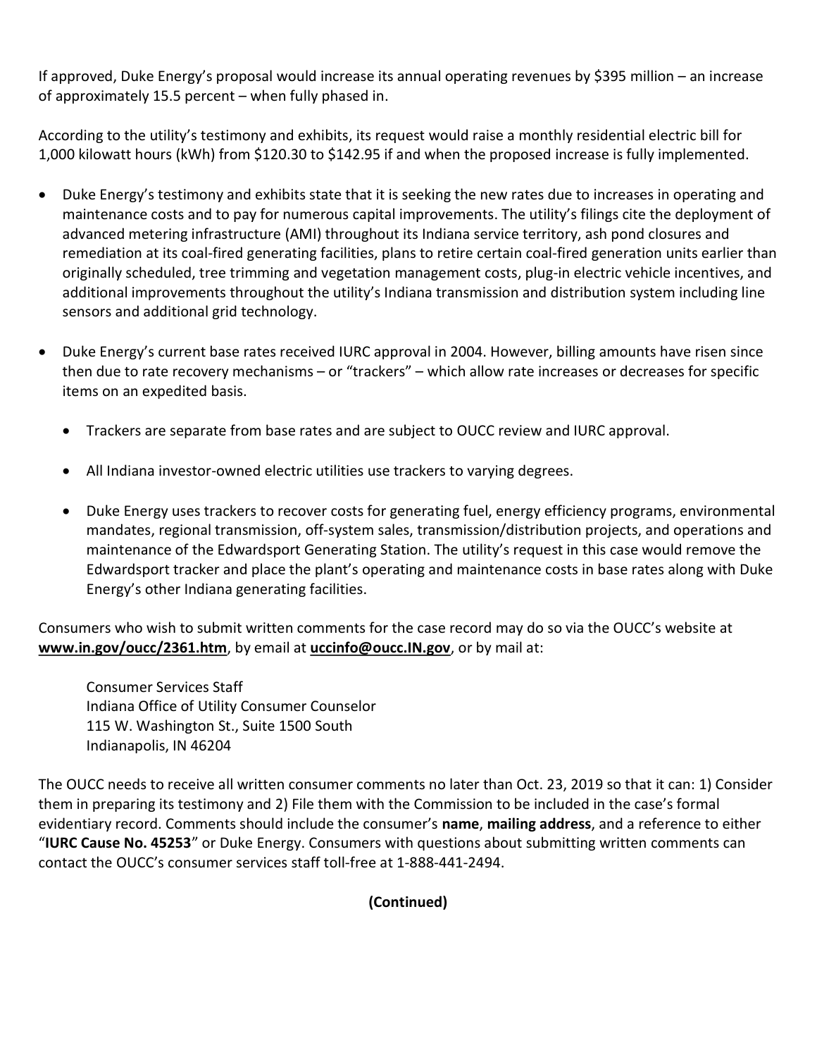If approved, Duke Energy's proposal would increase its annual operating revenues by $395 million – an increase of approximately 15.5 percent – when fully phased in.

According to the utility's testimony and exhibits, its request would raise a monthly residential electric bill for 1,000 kilowatt hours (kWh) from $120.30 to $142.95 if and when the proposed increase is fully implemented.

- Duke Energy's testimony and exhibits state that it is seeking the new rates due to increases in operating and maintenance costs and to pay for numerous capital improvements. The utility's filings cite the deployment of advanced metering infrastructure (AMI) throughout its Indiana service territory, ash pond closures and remediation at its coal-fired generating facilities, plans to retire certain coal-fired generation units earlier than originally scheduled, tree trimming and vegetation management costs, plug-in electric vehicle incentives, and additional improvements throughout the utility's Indiana transmission and distribution system including line sensors and additional grid technology.

- Duke Energy's current base rates received IURC approval in 2004. However, billing amounts have risen since then due to rate recovery mechanisms – or "trackers" – which allow rate increases or decreases for specific items on an expedited basis.

  - Trackers are separate from base rates and are subject to OUCC review and IURC approval.

  - All Indiana investor-owned electric utilities use trackers to varying degrees.

  - Duke Energy uses trackers to recover costs for generating fuel, energy efficiency programs, environmental mandates, regional transmission, off-system sales, transmission/distribution projects, and operations and maintenance of the Edwardsport Generating Station. The utility's request in this case would remove the Edwardsport tracker and place the plant's operating and maintenance costs in base rates along with Duke Energy's other Indiana generating facilities.

Consumers who wish to submit written comments for the case record may do so via the OUCC's website at **www.in.gov/oucc/2361.htm**, by email at **uccinfo@oucc.IN.gov**, or by mail at:

Consumer Services Staff
Indiana Office of Utility Consumer Counselor
115 W. Washington St., Suite 1500 South
Indianapolis, IN 46204

The OUCC needs to receive all written consumer comments no later than Oct. 23, 2019 so that it can: 1) Consider them in preparing its testimony and 2) File them with the Commission to be included in the case's formal evidentiary record. Comments should include the consumer's **name**, **mailing address**, and a reference to either "**IURC Cause No. 45253**" or Duke Energy. Consumers with questions about submitting written comments can contact the OUCC's consumer services staff toll-free at 1-888-441-2494.

**(Continued)**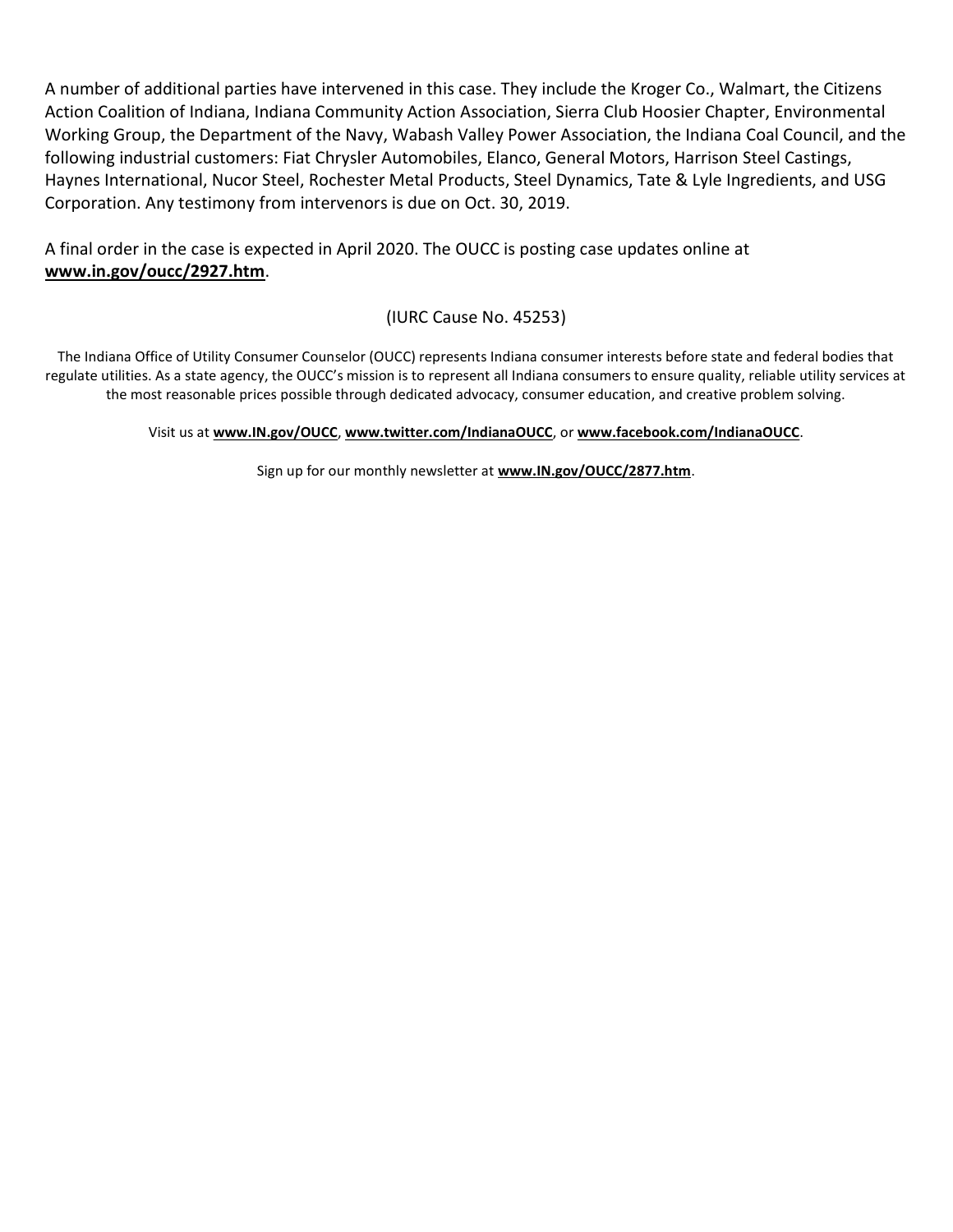A number of additional parties have intervened in this case. They include the Kroger Co., Walmart, the Citizens Action Coalition of Indiana, Indiana Community Action Association, Sierra Club Hoosier Chapter, Environmental Working Group, the Department of the Navy, Wabash Valley Power Association, the Indiana Coal Council, and the following industrial customers: Fiat Chrysler Automobiles, Elanco, General Motors, Harrison Steel Castings, Haynes International, Nucor Steel, Rochester Metal Products, Steel Dynamics, Tate & Lyle Ingredients, and USG Corporation. Any testimony from intervenors is due on Oct. 30, 2019.

A final order in the case is expected in April 2020. The OUCC is posting case updates online at **www.in.gov/oucc/2927.htm**.

(IURC Cause No. 45253)

The Indiana Office of Utility Consumer Counselor (OUCC) represents Indiana consumer interests before state and federal bodies that regulate utilities. As a state agency, the OUCC's mission is to represent all Indiana consumers to ensure quality, reliable utility services at the most reasonable prices possible through dedicated advocacy, consumer education, and creative problem solving.

Visit us at **www.IN.gov/OUCC**, **www.twitter.com/IndianaOUCC**, or **www.facebook.com/IndianaOUCC**.

Sign up for our monthly newsletter at **www.IN.gov/OUCC/2877.htm**.